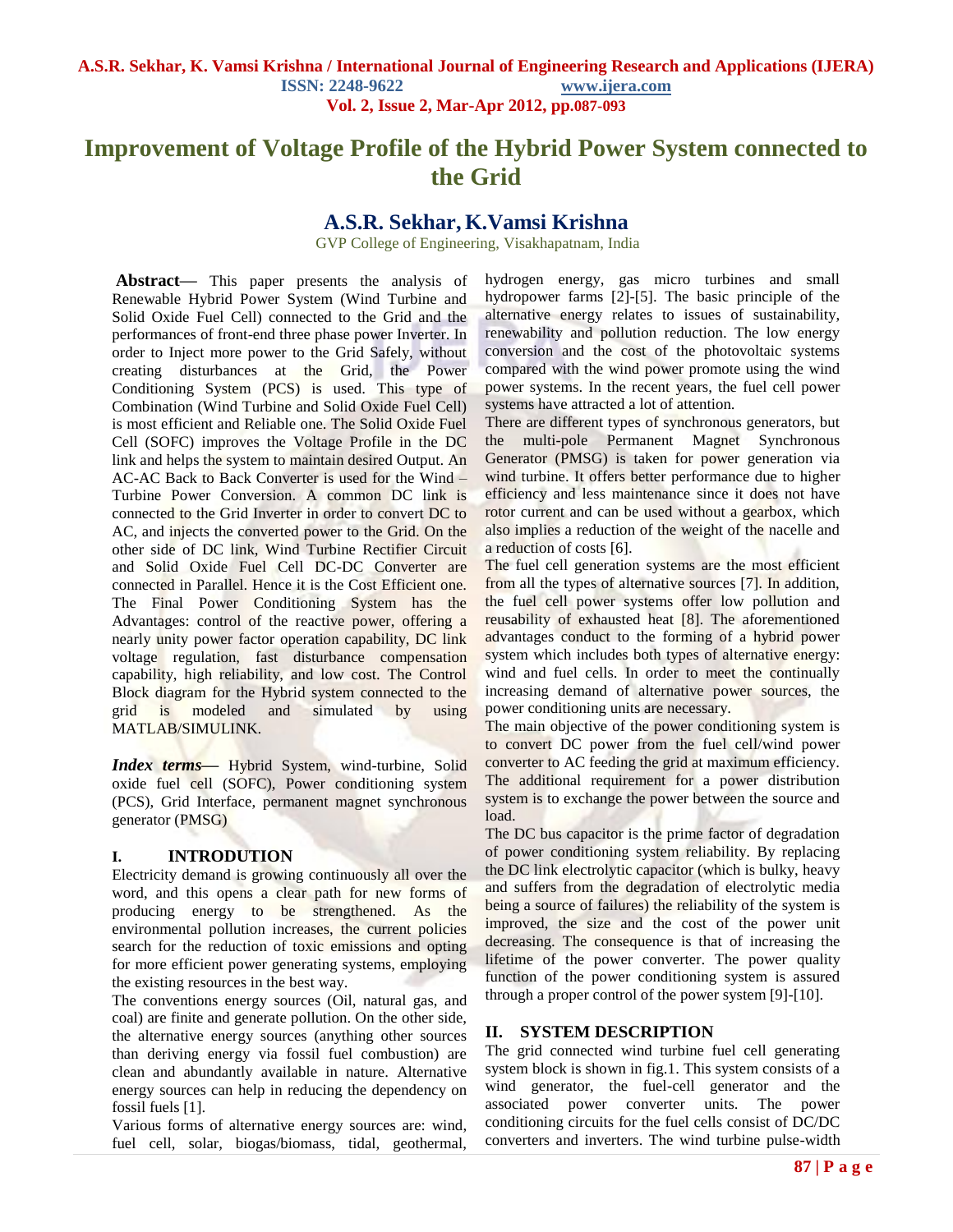# Improvement of Voltage Profile of the Hybrid Power System connected to the Grid

## A.S.R. Sekhar, K.Vamsi Krishna

GVP College of Engineering, Visakhapatnam, India

**Abstract**— This paper presents the analysis of Renewable Hybrid Power System (Wind Turbine and Solid Oxide Fuel Cell) connected to the Grid and the performances of front-end three phase power Inverter. In order to Inject more power to the Grid Safely, without creating disturbances at the Grid, the Power Conditioning System (PCS) is used. This type of Combination (Wind Turbine and Solid Oxide Fuel Cell) is most efficient and Reliable one. The Solid Oxide Fuel Cell (SOFC) improves the Voltage Profile in the DC link and helps the system to maintain desired Output. An AC-AC Back to Back Converter is used for the Wind – Turbine Power Conversion. A common DC link is connected to the Grid Inverter in order to convert DC to AC, and injects the converted power to the Grid. On the other side of DC link, Wind Turbine Rectifier Circuit and Solid Oxide Fuel Cell DC-DC Converter are connected in Parallel. Hence it is the Cost Efficient one. The Final Power Conditioning System has the Advantages: control of the reactive power, offering a nearly unity power factor operation capability, DC link voltage regulation, fast disturbance compensation capability, high reliability, and low cost. The Control Block diagram for the Hybrid system connected to the grid is modeled and simulated by using MATLAB/SIMULINK.

***Index terms***— Hybrid System, wind-turbine, Solid oxide fuel cell (SOFC), Power conditioning system (PCS), Grid Interface, permanent magnet synchronous generator (PMSG)

## I. INTRODUTION

Electricity demand is growing continuously all over the word, and this opens a clear path for new forms of producing energy to be strengthened. As the environmental pollution increases, the current policies search for the reduction of toxic emissions and opting for more efficient power generating systems, employing the existing resources in the best way.

The conventions energy sources (Oil, natural gas, and coal) are finite and generate pollution. On the other side, the alternative energy sources (anything other sources than deriving energy via fossil fuel combustion) are clean and abundantly available in nature. Alternative energy sources can help in reducing the dependency on fossil fuels [1].

Various forms of alternative energy sources are: wind, fuel cell, solar, biogas/biomass, tidal, geothermal, hydrogen energy, gas micro turbines and small hydropower farms [2]-[5]. The basic principle of the alternative energy relates to issues of sustainability, renewability and pollution reduction. The low energy conversion and the cost of the photovoltaic systems compared with the wind power promote using the wind power systems. In the recent years, the fuel cell power systems have attracted a lot of attention.

There are different types of synchronous generators, but the multi-pole Permanent Magnet Synchronous Generator (PMSG) is taken for power generation via wind turbine. It offers better performance due to higher efficiency and less maintenance since it does not have rotor current and can be used without a gearbox, which also implies a reduction of the weight of the nacelle and a reduction of costs [6].

The fuel cell generation systems are the most efficient from all the types of alternative sources [7]. In addition, the fuel cell power systems offer low pollution and reusability of exhausted heat [8]. The aforementioned advantages conduct to the forming of a hybrid power system which includes both types of alternative energy: wind and fuel cells. In order to meet the continually increasing demand of alternative power sources, the power conditioning units are necessary.

The main objective of the power conditioning system is to convert DC power from the fuel cell/wind power converter to AC feeding the grid at maximum efficiency. The additional requirement for a power distribution system is to exchange the power between the source and load.

The DC bus capacitor is the prime factor of degradation of power conditioning system reliability. By replacing the DC link electrolytic capacitor (which is bulky, heavy and suffers from the degradation of electrolytic media being a source of failures) the reliability of the system is improved, the size and the cost of the power unit decreasing. The consequence is that of increasing the lifetime of the power converter. The power quality function of the power conditioning system is assured through a proper control of the power system [9]-[10].

## II. SYSTEM DESCRIPTION

The grid connected wind turbine fuel cell generating system block is shown in fig.1. This system consists of a wind generator, the fuel-cell generator and the associated power converter units. The power conditioning circuits for the fuel cells consist of DC/DC converters and inverters. The wind turbine pulse-width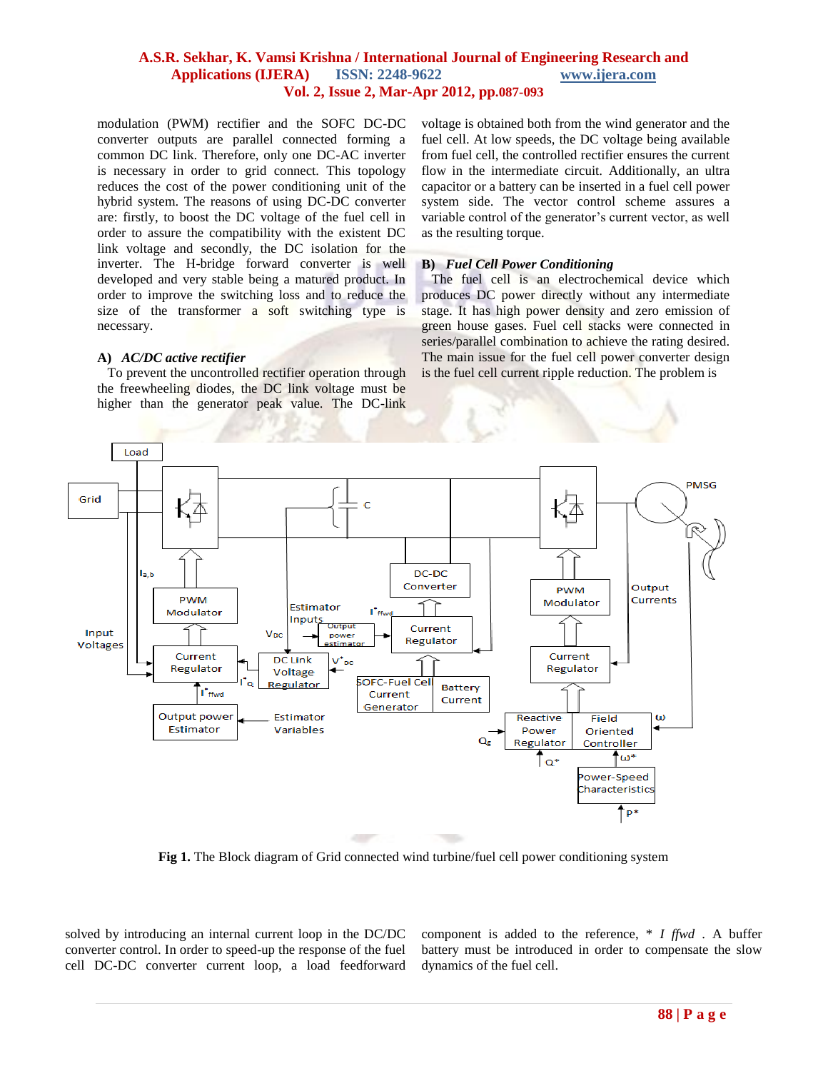modulation (PWM) rectifier and the SOFC DC-DC converter outputs are parallel connected forming a common DC link. Therefore, only one DC-AC inverter is necessary in order to grid connect. This topology reduces the cost of the power conditioning unit of the hybrid system. The reasons of using DC-DC converter are: firstly, to boost the DC voltage of the fuel cell in order to assure the compatibility with the existent DC link voltage and secondly, the DC isolation for the inverter. The H-bridge forward converter is well developed and very stable being a matured product. In order to improve the switching loss and to reduce the size of the transformer a soft switching type is necessary.

### A) *AC/DC active rectifier*

To prevent the uncontrolled rectifier operation through the freewheeling diodes, the DC link voltage must be higher than the generator peak value. The DC-link voltage is obtained both from the wind generator and the fuel cell. At low speeds, the DC voltage being available from fuel cell, the controlled rectifier ensures the current flow in the intermediate circuit. Additionally, an ultra capacitor or a battery can be inserted in a fuel cell power system side. The vector control scheme assures a variable control of the generator's current vector, as well as the resulting torque.

### B) *Fuel Cell Power Conditioning*

The fuel cell is an electrochemical device which produces DC power directly without any intermediate stage. It has high power density and zero emission of green house gases. Fuel cell stacks were connected in series/parallel combination to achieve the rating desired. The main issue for the fuel cell power converter design is the fuel cell current ripple reduction. The problem is solved by introducing an internal current loop in the DC/DC converter control. In order to speed-up the response of the fuel cell DC-DC converter current loop, a load feedforward component is added to the reference, $I^*_{ffwd}$. A buffer battery must be introduced in order to compensate the slow dynamics of the fuel cell.

**Fig 1.** The Block diagram of Grid connected wind turbine/fuel cell power conditioning system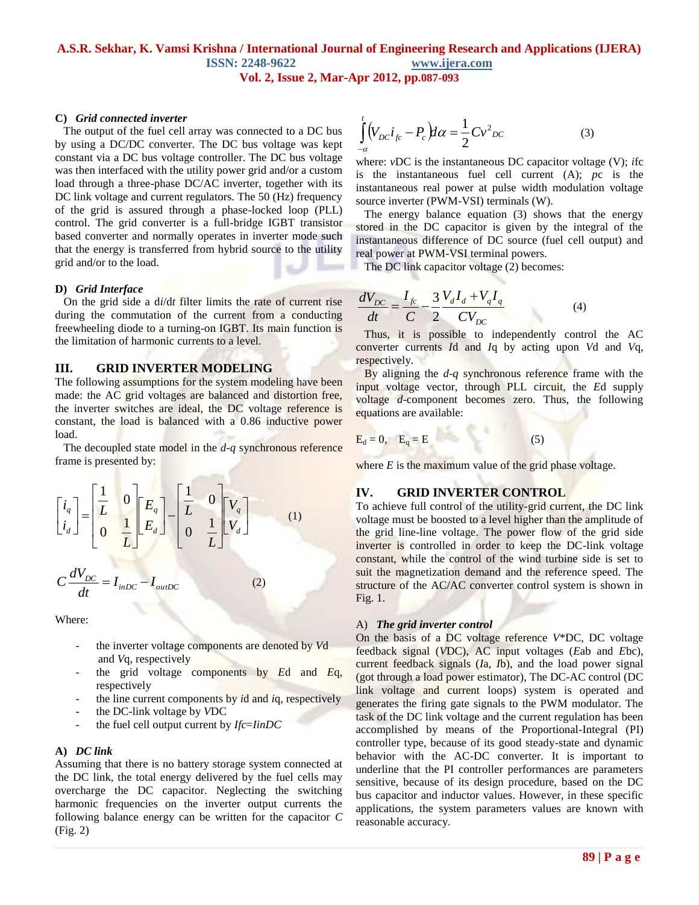### C) *Grid connected inverter*

The output of the fuel cell array was connected to a DC bus by using a DC/DC converter. The DC bus voltage was kept constant via a DC bus voltage controller. The DC bus voltage was then interfaced with the utility power grid and/or a custom load through a three-phase DC/AC inverter, together with its DC link voltage and current regulators. The 50 (Hz) frequency of the grid is assured through a phase-locked loop (PLL) control. The grid converter is a full-bridge IGBT transistor based converter and normally operates in inverter mode such that the energy is transferred from hybrid source to the utility grid and/or to the load.

### D) *Grid Interface*

On the grid side a d*i*/d*t* filter limits the rate of current rise during the commutation of the current from a conducting freewheeling diode to a turning-on IGBT. Its main function is the limitation of harmonic currents to a level.

## III. GRID INVERTER MODELING

The following assumptions for the system modeling have been made: the AC grid voltages are balanced and distortion free, the inverter switches are ideal, the DC voltage reference is constant, the load is balanced with a 0.86 inductive power load.

The decoupled state model in the *d-q* synchronous reference frame is presented by:

$$\begin{bmatrix} i_q \\ i_d \end{bmatrix} = \begin{bmatrix} \frac{1}{L} & 0 \\ 0 & \frac{1}{L} \end{bmatrix} \begin{bmatrix} E_q \\ E_d \end{bmatrix} - \begin{bmatrix} \frac{1}{L} & 0 \\ 0 & \frac{1}{L} \end{bmatrix} \begin{bmatrix} V_q \\ V_d \end{bmatrix} \tag{1}$$

$$C\frac{dV_{DC}}{dt} = I_{inDC} - I_{outDC} \tag{2}$$

Where:

- the inverter voltage components are denoted by $V_d$ and $V_q$, respectively
- the grid voltage components by $E_d$ and $E_q$, respectively
- the line current components by $i_d$ and $i_q$, respectively
- the DC-link voltage by $V_{DC}$
- the fuel cell output current by $I_{fc}=I_{inDC}$

### A) *DC link*

Assuming that there is no battery storage system connected at the DC link, the total energy delivered by the fuel cells may overcharge the DC capacitor. Neglecting the switching harmonic frequencies on the inverter output currents the following balance energy can be written for the capacitor $C$ (Fig. 2)

$$\int_{-\alpha}^{t} \left(V_{DC} i_{fc} - P_c\right) d\alpha = \frac{1}{2} C v^2_{DC} \tag{3}$$

where: $v_{DC}$ is the instantaneous DC capacitor voltage (V); $i_{fc}$ is the instantaneous fuel cell current (A); $p_c$ is the instantaneous real power at pulse width modulation voltage source inverter (PWM-VSI) terminals (W).

The energy balance equation (3) shows that the energy stored in the DC capacitor is given by the integral of the instantaneous difference of DC source (fuel cell output) and real power at PWM-VSI terminal powers.

The DC link capacitor voltage (2) becomes:

$$\frac{dV_{DC}}{dt} = \frac{I_{fc}}{C} - \frac{3}{2}\frac{V_d I_d + V_q I_q}{C V_{DC}} \tag{4}$$

Thus, it is possible to independently control the AC converter currents $I_d$ and $I_q$ by acting upon $V_d$ and $V_q$, respectively.

By aligning the *d-q* synchronous reference frame with the input voltage vector, through PLL circuit, the $E_d$ supply voltage *d*-component becomes zero. Thus, the following equations are available:

$$E_d = 0, \quad E_q = E \tag{5}$$

where $E$ is the maximum value of the grid phase voltage.

## IV. GRID INVERTER CONTROL

To achieve full control of the utility-grid current, the DC link voltage must be boosted to a level higher than the amplitude of the grid line-line voltage. The power flow of the grid side inverter is controlled in order to keep the DC-link voltage constant, while the control of the wind turbine side is set to suit the magnetization demand and the reference speed. The structure of the AC/AC converter control system is shown in Fig. 1.

### A) *The grid inverter control*

On the basis of a DC voltage reference $V^*_{DC}$, DC voltage feedback signal ($V_{DC}$), AC input voltages ($E_{ab}$ and $E_{bc}$), current feedback signals ($I_a$, $I_b$), and the load power signal (got through a load power estimator), The DC-AC control (DC link voltage and current loops) system is operated and generates the firing gate signals to the PWM modulator. The task of the DC link voltage and the current regulation has been accomplished by means of the Proportional-Integral (PI) controller type, because of its good steady-state and dynamic behavior with the AC-DC converter. It is important to underline that the PI controller performances are parameters sensitive, because of its design procedure, based on the DC bus capacitor and inductor values. However, in these specific applications, the system parameters values are known with reasonable accuracy.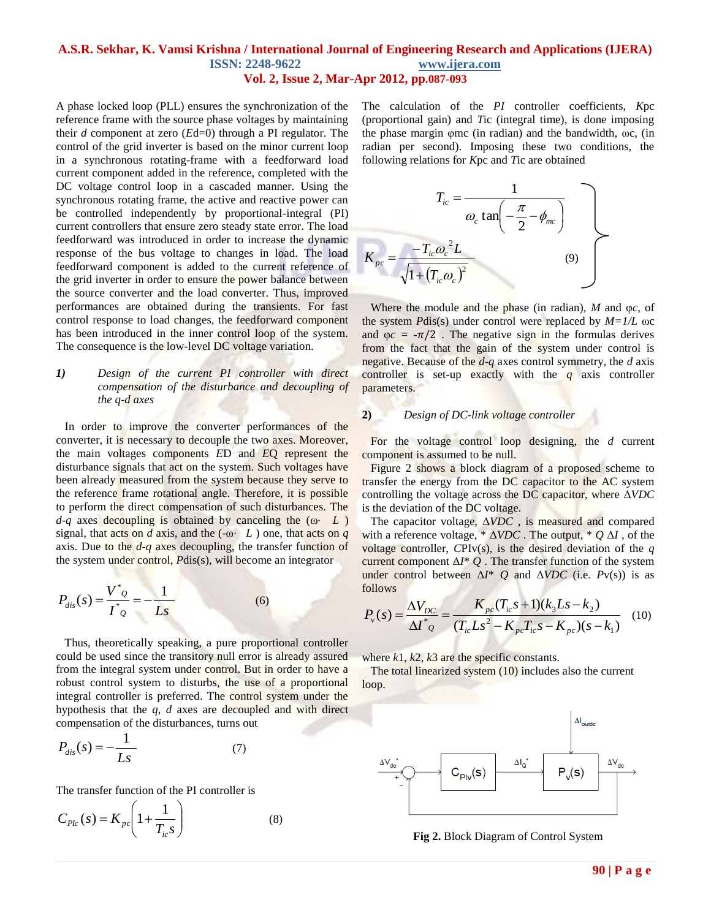A phase locked loop (PLL) ensures the synchronization of the reference frame with the source phase voltages by maintaining their $d$ component at zero ($Ed$=0) through a PI regulator. The control of the grid inverter is based on the minor current loop in a synchronous rotating-frame with a feedforward load current component added in the reference, completed with the DC voltage control loop in a cascaded manner. Using the synchronous rotating frame, the active and reactive power can be controlled independently by proportional-integral (PI) current controllers that ensure zero steady state error. The load feedforward was introduced in order to increase the dynamic response of the bus voltage to changes in load. The load feedforward component is added to the current reference of the grid inverter in order to ensure the power balance between the source converter and the load converter. Thus, improved performances are obtained during the transients. For fast control response to load changes, the feedforward component has been introduced in the inner control loop of the system. The consequence is the low-level DC voltage variation.

***1) Design of the current PI controller with direct compensation of the disturbance and decoupling of the q-d axes***

In order to improve the converter performances of the converter, it is necessary to decouple the two axes. Moreover, the main voltages components $ED$ and $EQ$ represent the disturbance signals that act on the system. Such voltages have been already measured from the system because they serve to the reference frame rotational angle. Therefore, it is possible to perform the direct compensation of such disturbances. The $d$-$q$ axes decoupling is obtained by canceling the ($\omega\cdot L$) signal, that acts on $d$ axis, and the ($-\omega\cdot L$) one, that acts on $q$ axis. Due to the $d$-$q$ axes decoupling, the transfer function of the system under control, $P$dis(s), will become an integrator

$$P_{dis}(s) = \frac{V^*_Q}{I^*_Q} = -\frac{1}{Ls} \tag{6}$$

Thus, theoretically speaking, a pure proportional controller could be used since the transitory null error is already assured from the integral system under control. But in order to have a robust control system to disturbs, the use of a proportional integral controller is preferred. The control system under the hypothesis that the $q$, $d$ axes are decoupled and with direct compensation of the disturbances, turns out

$$P_{dis}(s) = -\frac{1}{Ls} \tag{7}$$

The transfer function of the PI controller is

$$C_{PIc}(s) = K_{pc}\left(1 + \frac{1}{T_{ic}s}\right) \tag{8}$$

The calculation of the $PI$ controller coefficients, $K$pc (proportional gain) and $T$ic (integral time), is done imposing the phase margin φmc (in radian) and the bandwidth, ωc, (in radian per second). Imposing these two conditions, the following relations for $K$pc and $T$ic are obtained

$$\left.\begin{aligned} T_{ic} &= \frac{1}{\omega_c \tan\left(-\dfrac{\pi}{2} - \phi_{mc}\right)} \\ K_{pc} &= \frac{-T_{ic}\omega_c^{\,2} L}{\sqrt{1 + (T_{ic}\omega_c)^2}} \end{aligned}\right\} \tag{9}$$

Where the module and the phase (in radian), $M$ and φ$c$, of the system $P$dis(s) under control were replaced by $M=1/L\ \omega c$ and $\varphi c = -\pi/2$ . The negative sign in the formulas derives from the fact that the gain of the system under control is negative. Because of the $d$-$q$ axes control symmetry, the $d$ axis controller is set-up exactly with the $q$ axis controller parameters.

***2) Design of DC-link voltage controller***

For the voltage control loop designing, the $d$ current component is assumed to be null.

Figure 2 shows a block diagram of a proposed scheme to transfer the energy from the DC capacitor to the AC system controlling the voltage across the DC capacitor, where Δ$VDC$ is the deviation of the DC voltage.

The capacitor voltage, Δ$VDC$ , is measured and compared with a reference voltage, * Δ$VDC$ . The output, * $Q$ Δ$I$ , of the voltage controller, $C$PIv(s), is the desired deviation of the $q$ current component Δ$I$* $Q$ . The transfer function of the system under control between Δ$I$* $Q$ and Δ$VDC$ (i.e. $P$v(s)) is as follows

$$P_v(s) = \frac{\Delta V_{DC}}{\Delta I^*_Q} = \frac{K_{pc}(T_{ic}s+1)(k_3 Ls - k_2)}{(T_{ic}Ls^2 - K_{pc}T_{ic}s - K_{pc})(s - k_1)} \tag{10}$$

where $k1$, $k2$, $k3$ are the specific constants.

The total linearized system (10) includes also the current loop.

**Fig 2.** Block Diagram of Control System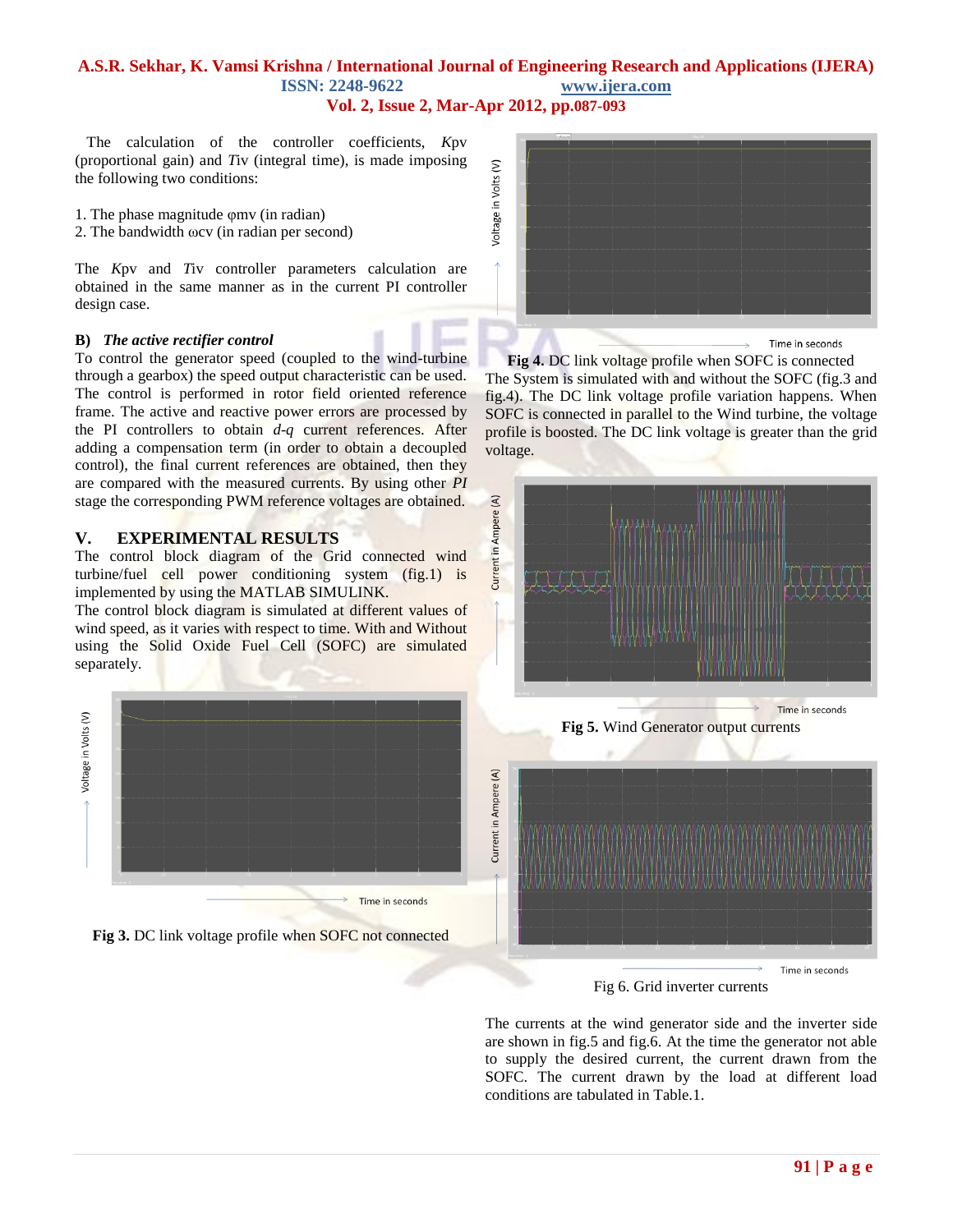The calculation of the controller coefficients, *K*pv (proportional gain) and *T*iv (integral time), is made imposing the following two conditions:

1. The phase magnitude φmv (in radian)
2. The bandwidth ωcv (in radian per second)

The *K*pv and *T*iv controller parameters calculation are obtained in the same manner as in the current PI controller design case.

**B)** ***The active rectifier control***

To control the generator speed (coupled to the wind-turbine through a gearbox) the speed output characteristic can be used. The control is performed in rotor field oriented reference frame. The active and reactive power errors are processed by the PI controllers to obtain *d-q* current references. After adding a compensation term (in order to obtain a decoupled control), the final current references are obtained, then they are compared with the measured currents. By using other *PI* stage the corresponding PWM reference voltages are obtained.

## V. EXPERIMENTAL RESULTS

The control block diagram of the Grid connected wind turbine/fuel cell power conditioning system (fig.1) is implemented by using the MATLAB SIMULINK.

The control block diagram is simulated at different values of wind speed, as it varies with respect to time. With and Without using the Solid Oxide Fuel Cell (SOFC) are simulated separately.

**Fig 3.** DC link voltage profile when SOFC not connected

**Fig 4.** DC link voltage profile when SOFC is connected

The System is simulated with and without the SOFC (fig.3 and fig.4). The DC link voltage profile variation happens. When SOFC is connected in parallel to the Wind turbine, the voltage profile is boosted. The DC link voltage is greater than the grid voltage.

**Fig 5.** Wind Generator output currents

Fig 6. Grid inverter currents

The currents at the wind generator side and the inverter side are shown in fig.5 and fig.6. At the time the generator not able to supply the desired current, the current drawn from the SOFC. The current drawn by the load at different load conditions are tabulated in Table.1.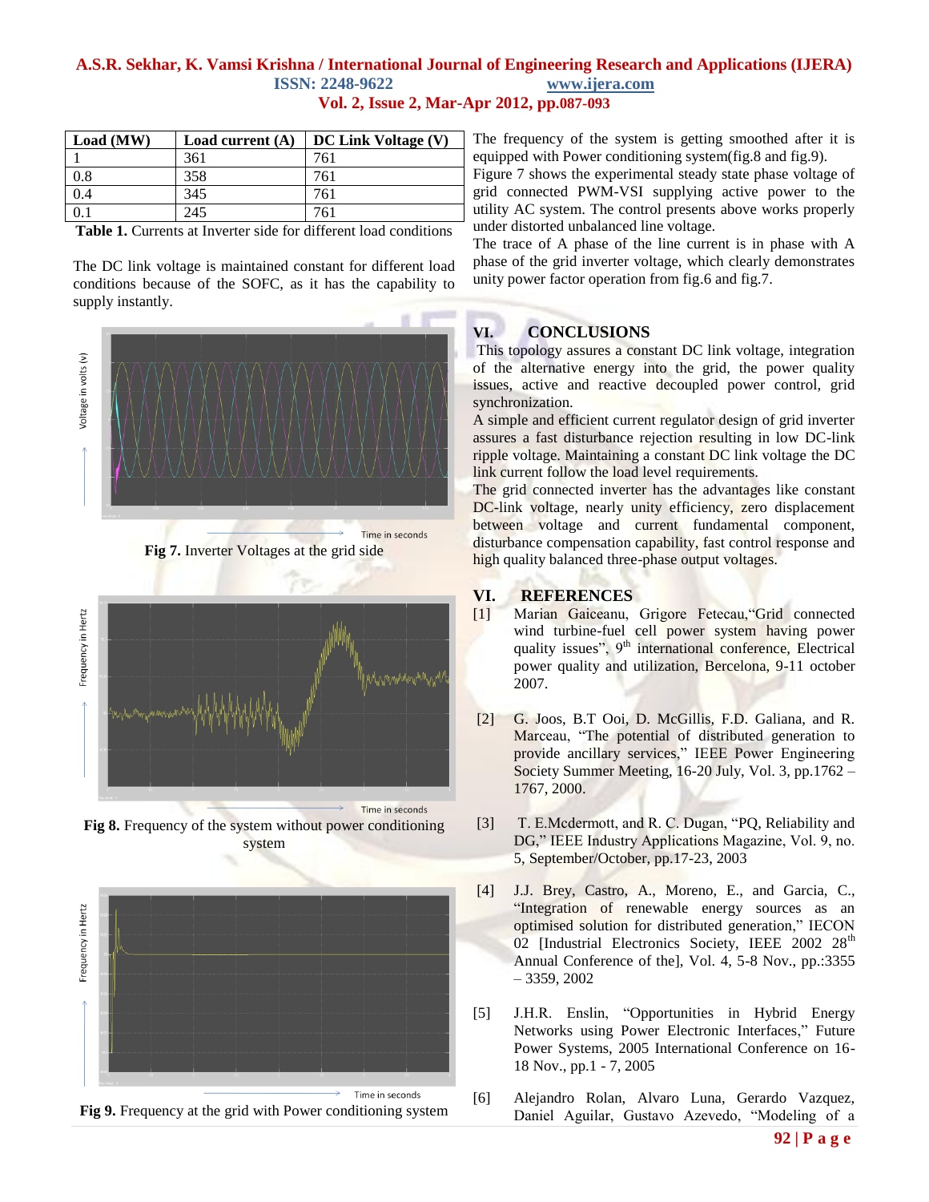| Load (MW) | Load current (A) | DC Link Voltage (V) |
|---|---|---|
| 1 | 361 | 761 |
| 0.8 | 358 | 761 |
| 0.4 | 345 | 761 |
| 0.1 | 245 | 761 |

**Table 1.** Currents at Inverter side for different load conditions

The DC link voltage is maintained constant for different load conditions because of the SOFC, as it has the capability to supply instantly.

**Fig 7.** Inverter Voltages at the grid side

**Fig 8.** Frequency of the system without power conditioning system

**Fig 9.** Frequency at the grid with Power conditioning system

The frequency of the system is getting smoothed after it is equipped with Power conditioning system(fig.8 and fig.9).

Figure 7 shows the experimental steady state phase voltage of grid connected PWM-VSI supplying active power to the utility AC system. The control presents above works properly under distorted unbalanced line voltage.

The trace of A phase of the line current is in phase with A phase of the grid inverter voltage, which clearly demonstrates unity power factor operation from fig.6 and fig.7.

## VI. CONCLUSIONS

This topology assures a constant DC link voltage, integration of the alternative energy into the grid, the power quality issues, active and reactive decoupled power control, grid synchronization.

A simple and efficient current regulator design of grid inverter assures a fast disturbance rejection resulting in low DC-link ripple voltage. Maintaining a constant DC link voltage the DC link current follow the load level requirements.

The grid connected inverter has the advantages like constant DC-link voltage, nearly unity efficiency, zero displacement between voltage and current fundamental component, disturbance compensation capability, fast control response and high quality balanced three-phase output voltages.

## VI. REFERENCES

[1] Marian Gaiceanu, Grigore Fetecau,"Grid connected wind turbine-fuel cell power system having power quality issues", 9th international conference, Electrical power quality and utilization, Bercelona, 9-11 october 2007.

[2] G. Joos, B.T Ooi, D. McGillis, F.D. Galiana, and R. Marceau, "The potential of distributed generation to provide ancillary services," IEEE Power Engineering Society Summer Meeting, 16-20 July, Vol. 3, pp.1762 – 1767, 2000.

[3] T. E.Mcdermott, and R. C. Dugan, "PQ, Reliability and DG," IEEE Industry Applications Magazine, Vol. 9, no. 5, September/October, pp.17-23, 2003

[4] J.J. Brey, Castro, A., Moreno, E., and Garcia, C., "Integration of renewable energy sources as an optimised solution for distributed generation," IECON 02 [Industrial Electronics Society, IEEE 2002 28th Annual Conference of the], Vol. 4, 5-8 Nov., pp.:3355 – 3359, 2002

[5] J.H.R. Enslin, "Opportunities in Hybrid Energy Networks using Power Electronic Interfaces," Future Power Systems, 2005 International Conference on 16-18 Nov., pp.1 - 7, 2005

[6] Alejandro Rolan, Alvaro Luna, Gerardo Vazquez, Daniel Aguilar, Gustavo Azevedo, "Modeling of a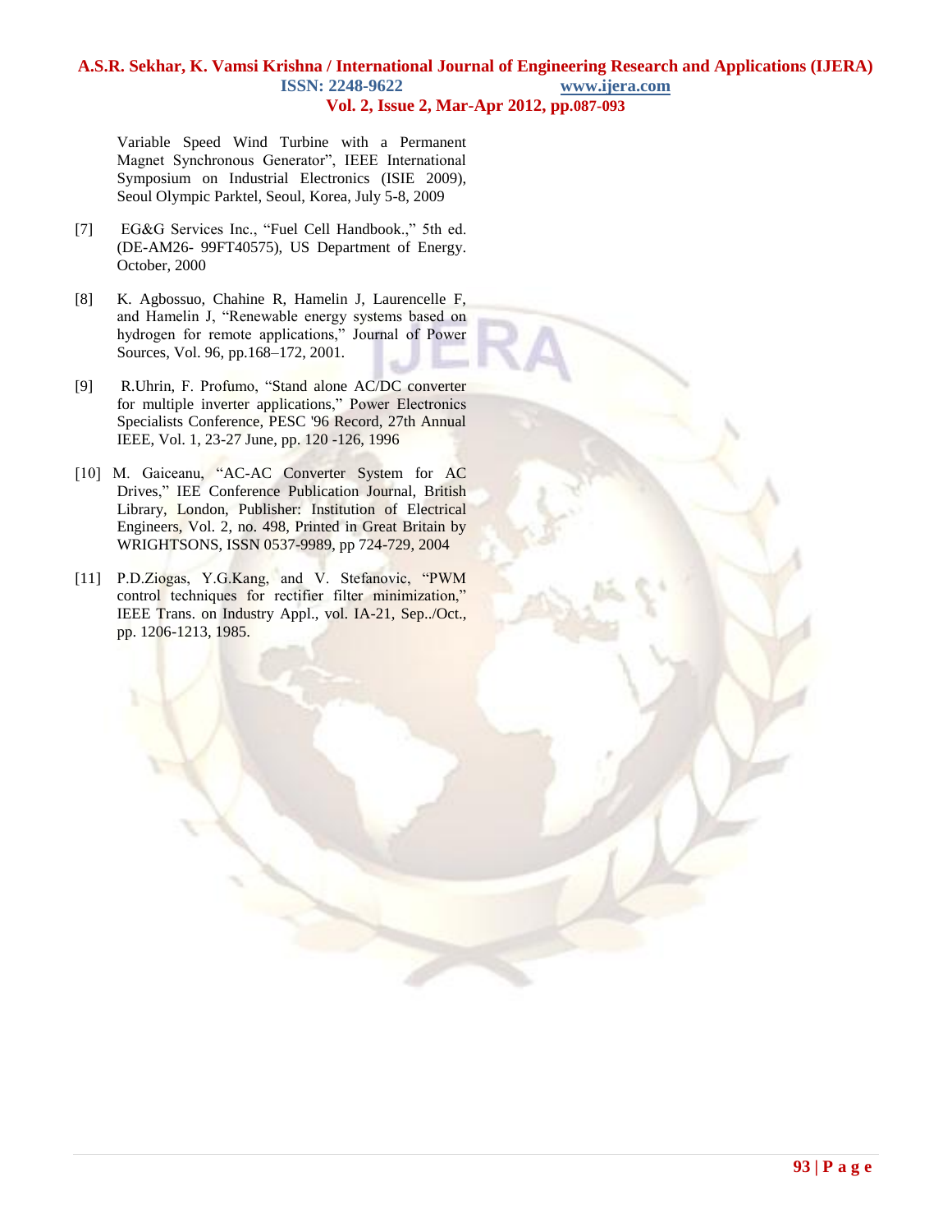Variable Speed Wind Turbine with a Permanent Magnet Synchronous Generator", IEEE International Symposium on Industrial Electronics (ISIE 2009), Seoul Olympic Parktel, Seoul, Korea, July 5-8, 2009

[7] EG&G Services Inc., "Fuel Cell Handbook.," 5th ed. (DE-AM26- 99FT40575), US Department of Energy. October, 2000

[8] K. Agbossuo, Chahine R, Hamelin J, Laurencelle F, and Hamelin J, "Renewable energy systems based on hydrogen for remote applications," Journal of Power Sources, Vol. 96, pp.168–172, 2001.

[9] R.Uhrin, F. Profumo, "Stand alone AC/DC converter for multiple inverter applications," Power Electronics Specialists Conference, PESC '96 Record, 27th Annual IEEE, Vol. 1, 23-27 June, pp. 120 -126, 1996

[10] M. Gaiceanu, "AC-AC Converter System for AC Drives," IEE Conference Publication Journal, British Library, London, Publisher: Institution of Electrical Engineers, Vol. 2, no. 498, Printed in Great Britain by WRIGHTSONS, ISSN 0537-9989, pp 724-729, 2004

[11] P.D.Ziogas, Y.G.Kang, and V. Stefanovic, "PWM control techniques for rectifier filter minimization," IEEE Trans. on Industry Appl., vol. IA-21, Sep../Oct., pp. 1206-1213, 1985.